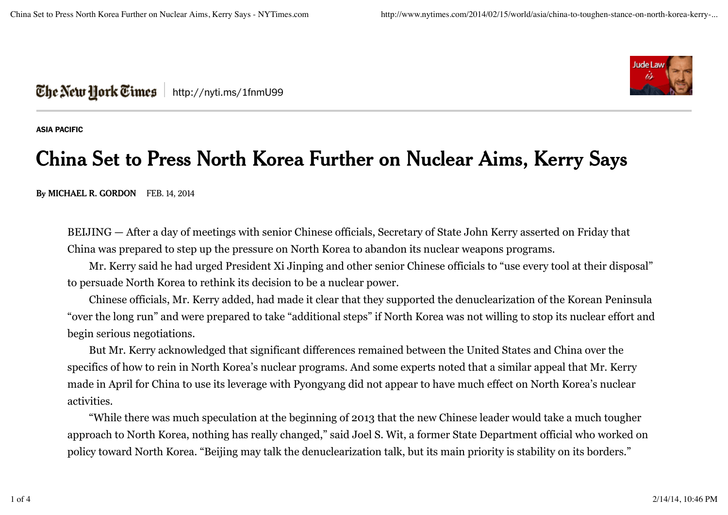The New York Times | http://nyti.ms/1fnmU99

ASIA PACIFIC

# China Set to Press North Korea Further on Nuclear Aims, Kerry Says

**By MICHAEL R. GORDON** FEB. 14, 2014

BEIJING — After a day of meetings with senior Chinese officials, Secretary of State John Kerry asserted on Friday that China was prepared to step up the pressure on North Korea to abandon its nuclear weapons programs.

Mr. Kerry said he had urged President Xi Jinping and other senior Chinese officials to "use every tool at their disposal" to persuade North Korea to rethink its decision to be a nuclear power.

Chinese officials, Mr. Kerry added, had made it clear that they supported the denuclearization of the Korean Peninsula "over the long run" and were prepared to take "additional steps" if North Korea was not willing to stop its nuclear effort and begin serious negotiations.

But Mr. Kerry acknowledged that significant differences remained between the United States and China over the specifics of how to rein in North Korea's nuclear programs. And some experts noted that a similar appeal that Mr. Kerry made in April for China to use its leverage with Pyongyang did not appear to have much effect on North Korea's nuclear activities.

"While there was much speculation at the beginning of 2013 that the new Chinese leader would take a much tougher approach to North Korea, nothing has really changed," said Joel S. Wit, a former State Department official who worked on policy toward North Korea. "Beijing may talk the denuclearization talk, but its main priority is stability on its borders."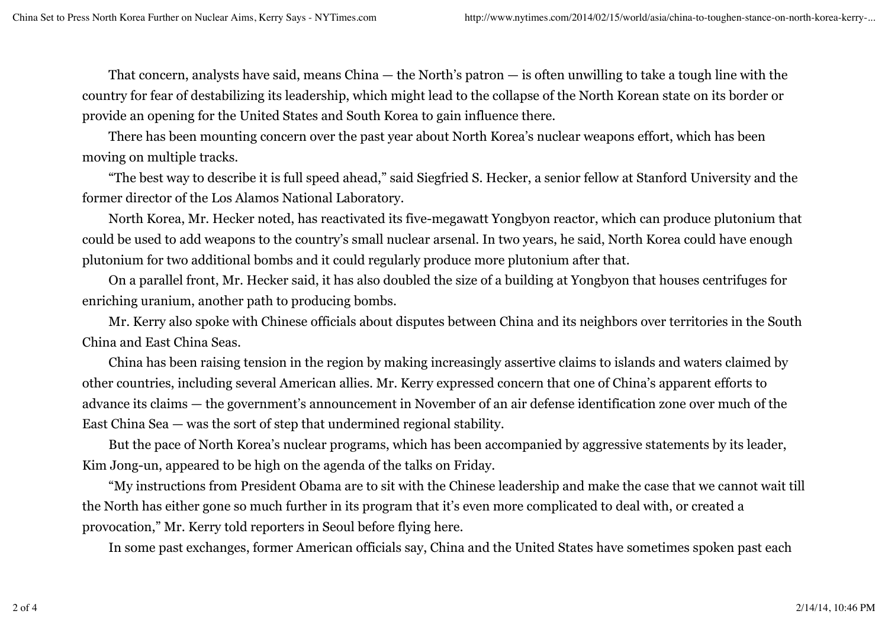That concern, analysts have said, means China — the North's patron — is often unwilling to take a tough line with the country for fear of destabilizing its leadership, which might lead to the collapse of the North Korean state on its border or provide an opening for the United States and South Korea to gain influence there.

There has been mounting concern over the past year about North Korea's nuclear weapons effort, which has been moving on multiple tracks.

"The best way to describe it is full speed ahead," said Siegfried S. Hecker, a senior fellow at Stanford University and the former director of the Los Alamos National Laboratory.

North Korea, Mr. Hecker noted, has reactivated its five-megawatt Yongbyon reactor, which can produce plutonium that could be used to add weapons to the country's small nuclear arsenal. In two years, he said, North Korea could have enough plutonium for two additional bombs and it could regularly produce more plutonium after that.

On a parallel front, Mr. Hecker said, it has also doubled the size of a building at Yongbyon that houses centrifuges for enriching uranium, another path to producing bombs.

Mr. Kerry also spoke with Chinese officials about disputes between China and its neighbors over territories in the South China and East China Seas.

China has been raising tension in the region by making increasingly assertive claims to islands and waters claimed by other countries, including several American allies. Mr. Kerry expressed concern that one of China's apparent efforts to advance its claims — the government's announcement in November of an air defense identification zone over much of the East China Sea — was the sort of step that undermined regional stability.

But the pace of North Korea's nuclear programs, which has been accompanied by aggressive statements by its leader, Kim Jong-un, appeared to be high on the agenda of the talks on Friday.

"My instructions from President Obama are to sit with the Chinese leadership and make the case that we cannot wait till the North has either gone so much further in its program that it's even more complicated to deal with, or created a provocation," Mr. Kerry told reporters in Seoul before flying here.

In some past exchanges, former American officials say, China and the United States have sometimes spoken past each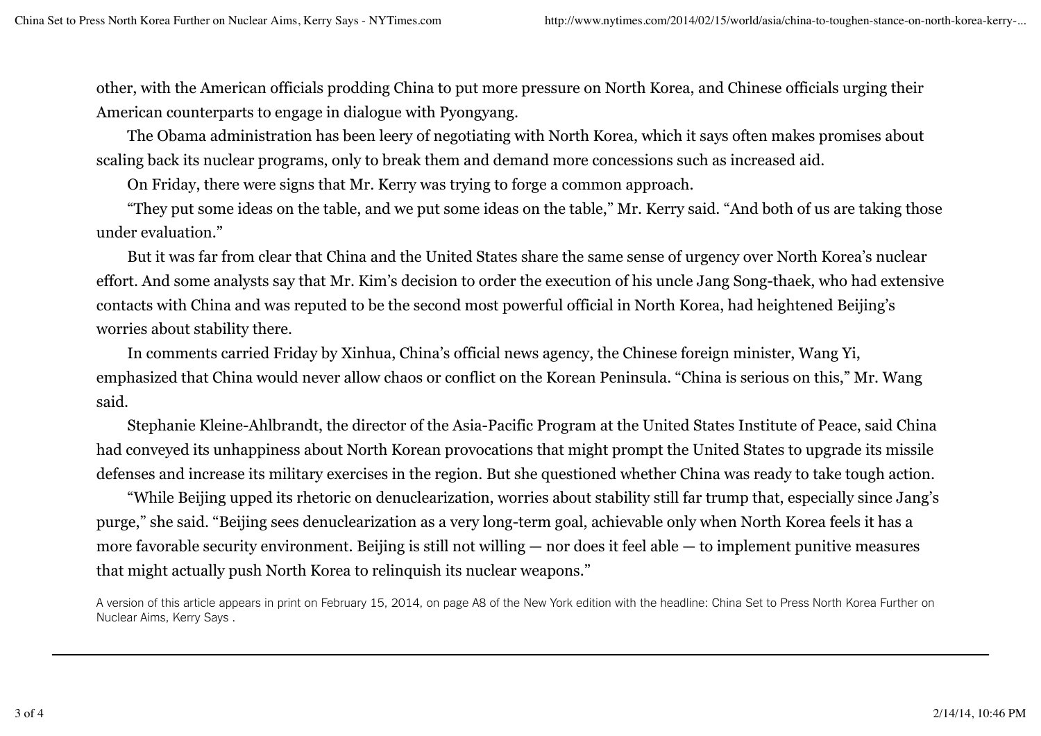other, with the American officials prodding China to put more pressure on North Korea, and Chinese officials urging their American counterparts to engage in dialogue with Pyongyang.

The Obama administration has been leery of negotiating with North Korea, which it says often makes promises about scaling back its nuclear programs, only to break them and demand more concessions such as increased aid.

On Friday, there were signs that Mr. Kerry was trying to forge a common approach.

"They put some ideas on the table, and we put some ideas on the table," Mr. Kerry said. "And both of us are taking those under evaluation."

But it was far from clear that China and the United States share the same sense of urgency over North Korea's nuclear effort. And some analysts say that Mr. Kim's decision to order the execution of his uncle Jang Song-thaek, who had extensive contacts with China and was reputed to be the second most powerful official in North Korea, had heightened Beijing's worries about stability there.

In comments carried Friday by Xinhua, China's official news agency, the Chinese foreign minister, Wang Yi, emphasized that China would never allow chaos or conflict on the Korean Peninsula. "China is serious on this," Mr. Wang said.

Stephanie Kleine-Ahlbrandt, the director of the Asia-Pacific Program at the United States Institute of Peace, said China had conveyed its unhappiness about North Korean provocations that might prompt the United States to upgrade its missile defenses and increase its military exercises in the region. But she questioned whether China was ready to take tough action.

"While Beijing upped its rhetoric on denuclearization, worries about stability still far trump that, especially since Jang's purge," she said. "Beijing sees denuclearization as a very long-term goal, achievable only when North Korea feels it has a more favorable security environment. Beijing is still not willing — nor does it feel able — to implement punitive measures that might actually push North Korea to relinquish its nuclear weapons."

A version of this article appears in print on February 15, 2014, on page A8 of the New York edition with the headline: China Set to Press North Korea Further on Nuclear Aims, Kerry Says .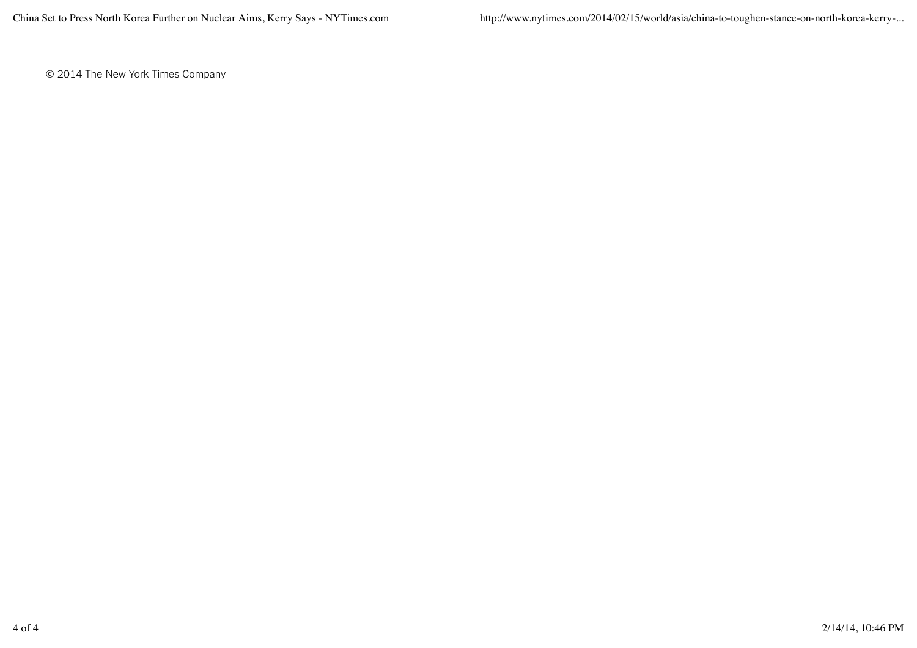© 2014 The New York Times Company